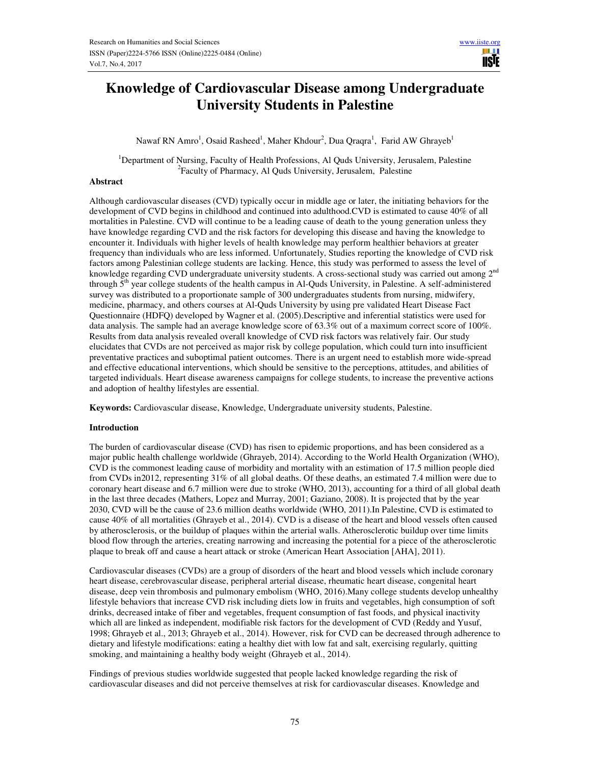# Knowledge of Cardiovascular Disease among Undergraduate University Students in Palestine

Nawaf RN Amro[1], Osaid Rasheed[1], Maher Khdour[2], Dua Qraqra[1], Farid AW Ghrayeb[1]

[1]Department of Nursing, Faculty of Health Professions, Al Quds University, Jerusalem, Palestine
[2]Faculty of Pharmacy, Al Quds University, Jerusalem, Palestine

## Abstract

Although cardiovascular diseases (CVD) typically occur in middle age or later, the initiating behaviors for the development of CVD begins in childhood and continued into adulthood.CVD is estimated to cause 40% of all mortalities in Palestine. CVD will continue to be a leading cause of death to the young generation unless they have knowledge regarding CVD and the risk factors for developing this disease and having the knowledge to encounter it. Individuals with higher levels of health knowledge may perform healthier behaviors at greater frequency than individuals who are less informed. Unfortunately, Studies reporting the knowledge of CVD risk factors among Palestinian college students are lacking. Hence, this study was performed to assess the level of knowledge regarding CVD undergraduate university students. A cross-sectional study was carried out among 2nd through 5th year college students of the health campus in Al-Quds University, in Palestine. A self-administered survey was distributed to a proportionate sample of 300 undergraduates students from nursing, midwifery, medicine, pharmacy, and others courses at Al-Quds University by using pre validated Heart Disease Fact Questionnaire (HDFQ) developed by Wagner et al. (2005).Descriptive and inferential statistics were used for data analysis. The sample had an average knowledge score of 63.3% out of a maximum correct score of 100%. Results from data analysis revealed overall knowledge of CVD risk factors was relatively fair. Our study elucidates that CVDs are not perceived as major risk by college population, which could turn into insufficient preventative practices and suboptimal patient outcomes. There is an urgent need to establish more wide-spread and effective educational interventions, which should be sensitive to the perceptions, attitudes, and abilities of targeted individuals. Heart disease awareness campaigns for college students, to increase the preventive actions and adoption of healthy lifestyles are essential.

**Keywords:** Cardiovascular disease, Knowledge, Undergraduate university students, Palestine.

## Introduction

The burden of cardiovascular disease (CVD) has risen to epidemic proportions, and has been considered as a major public health challenge worldwide (Ghrayeb, 2014). According to the World Health Organization (WHO), CVD is the commonest leading cause of morbidity and mortality with an estimation of 17.5 million people died from CVDs in2012, representing 31% of all global deaths. Of these deaths, an estimated 7.4 million were due to coronary heart disease and 6.7 million were due to stroke (WHO, 2013), accounting for a third of all global death in the last three decades (Mathers, Lopez and Murray, 2001; Gaziano, 2008). It is projected that by the year 2030, CVD will be the cause of 23.6 million deaths worldwide (WHO, 2011).In Palestine, CVD is estimated to cause 40% of all mortalities (Ghrayeb et al., 2014). CVD is a disease of the heart and blood vessels often caused by atherosclerosis, or the buildup of plaques within the arterial walls. Atherosclerotic buildup over time limits blood flow through the arteries, creating narrowing and increasing the potential for a piece of the atherosclerotic plaque to break off and cause a heart attack or stroke (American Heart Association [AHA], 2011).

Cardiovascular diseases (CVDs) are a group of disorders of the heart and blood vessels which include coronary heart disease, cerebrovascular disease, peripheral arterial disease, rheumatic heart disease, congenital heart disease, deep vein thrombosis and pulmonary embolism (WHO, 2016).Many college students develop unhealthy lifestyle behaviors that increase CVD risk including diets low in fruits and vegetables, high consumption of soft drinks, decreased intake of fiber and vegetables, frequent consumption of fast foods, and physical inactivity which all are linked as independent, modifiable risk factors for the development of CVD (Reddy and Yusuf, 1998; Ghrayeb et al., 2013; Ghrayeb et al., 2014). However, risk for CVD can be decreased through adherence to dietary and lifestyle modifications: eating a healthy diet with low fat and salt, exercising regularly, quitting smoking, and maintaining a healthy body weight (Ghrayeb et al., 2014).

Findings of previous studies worldwide suggested that people lacked knowledge regarding the risk of cardiovascular diseases and did not perceive themselves at risk for cardiovascular diseases. Knowledge and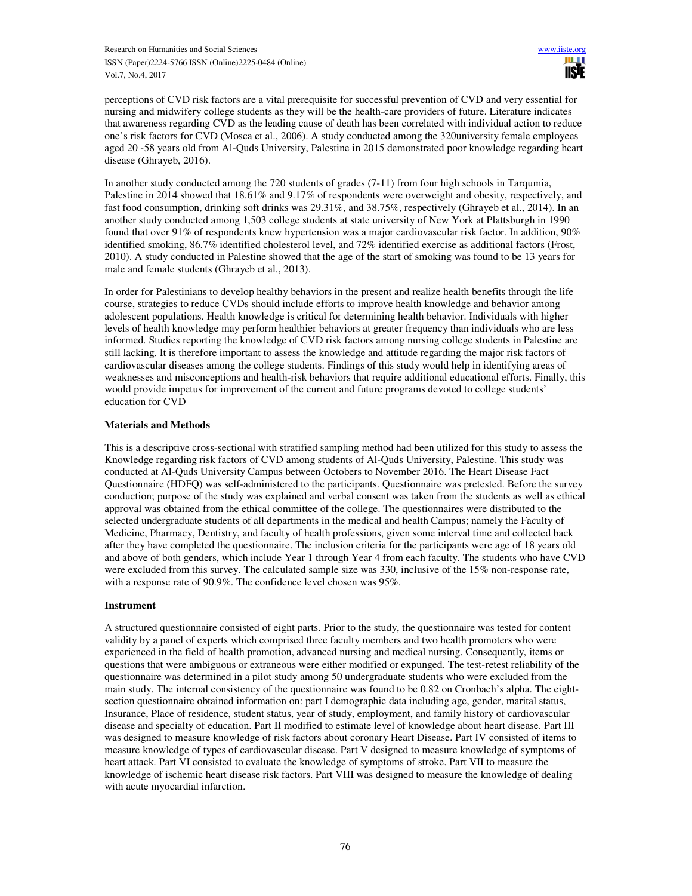perceptions of CVD risk factors are a vital prerequisite for successful prevention of CVD and very essential for nursing and midwifery college students as they will be the health-care providers of future. Literature indicates that awareness regarding CVD as the leading cause of death has been correlated with individual action to reduce one's risk factors for CVD (Mosca et al., 2006). A study conducted among the 320university female employees aged 20 -58 years old from Al-Quds University, Palestine in 2015 demonstrated poor knowledge regarding heart disease (Ghrayeb, 2016).

In another study conducted among the 720 students of grades (7-11) from four high schools in Tarqumia, Palestine in 2014 showed that 18.61% and 9.17% of respondents were overweight and obesity, respectively, and fast food consumption, drinking soft drinks was 29.31%, and 38.75%, respectively (Ghrayeb et al., 2014). In an another study conducted among 1,503 college students at state university of New York at Plattsburgh in 1990 found that over 91% of respondents knew hypertension was a major cardiovascular risk factor. In addition, 90% identified smoking, 86.7% identified cholesterol level, and 72% identified exercise as additional factors (Frost, 2010). A study conducted in Palestine showed that the age of the start of smoking was found to be 13 years for male and female students (Ghrayeb et al., 2013).

In order for Palestinians to develop healthy behaviors in the present and realize health benefits through the life course, strategies to reduce CVDs should include efforts to improve health knowledge and behavior among adolescent populations. Health knowledge is critical for determining health behavior. Individuals with higher levels of health knowledge may perform healthier behaviors at greater frequency than individuals who are less informed. Studies reporting the knowledge of CVD risk factors among nursing college students in Palestine are still lacking. It is therefore important to assess the knowledge and attitude regarding the major risk factors of cardiovascular diseases among the college students. Findings of this study would help in identifying areas of weaknesses and misconceptions and health-risk behaviors that require additional educational efforts. Finally, this would provide impetus for improvement of the current and future programs devoted to college students' education for CVD

**Materials and Methods**

This is a descriptive cross-sectional with stratified sampling method had been utilized for this study to assess the Knowledge regarding risk factors of CVD among students of Al-Quds University, Palestine. This study was conducted at Al-Quds University Campus between Octobers to November 2016. The Heart Disease Fact Questionnaire (HDFQ) was self-administered to the participants. Questionnaire was pretested. Before the survey conduction; purpose of the study was explained and verbal consent was taken from the students as well as ethical approval was obtained from the ethical committee of the college. The questionnaires were distributed to the selected undergraduate students of all departments in the medical and health Campus; namely the Faculty of Medicine, Pharmacy, Dentistry, and faculty of health professions, given some interval time and collected back after they have completed the questionnaire. The inclusion criteria for the participants were age of 18 years old and above of both genders, which include Year 1 through Year 4 from each faculty. The students who have CVD were excluded from this survey. The calculated sample size was 330, inclusive of the 15% non-response rate, with a response rate of 90.9%. The confidence level chosen was 95%.

**Instrument**

A structured questionnaire consisted of eight parts. Prior to the study, the questionnaire was tested for content validity by a panel of experts which comprised three faculty members and two health promoters who were experienced in the field of health promotion, advanced nursing and medical nursing. Consequently, items or questions that were ambiguous or extraneous were either modified or expunged. The test-retest reliability of the questionnaire was determined in a pilot study among 50 undergraduate students who were excluded from the main study. The internal consistency of the questionnaire was found to be 0.82 on Cronbach's alpha. The eight-section questionnaire obtained information on: part I demographic data including age, gender, marital status, Insurance, Place of residence, student status, year of study, employment, and family history of cardiovascular disease and specialty of education. Part II modified to estimate level of knowledge about heart disease. Part III was designed to measure knowledge of risk factors about coronary Heart Disease. Part IV consisted of items to measure knowledge of types of cardiovascular disease. Part V designed to measure knowledge of symptoms of heart attack. Part VI consisted to evaluate the knowledge of symptoms of stroke. Part VII to measure the knowledge of ischemic heart disease risk factors. Part VIII was designed to measure the knowledge of dealing with acute myocardial infarction.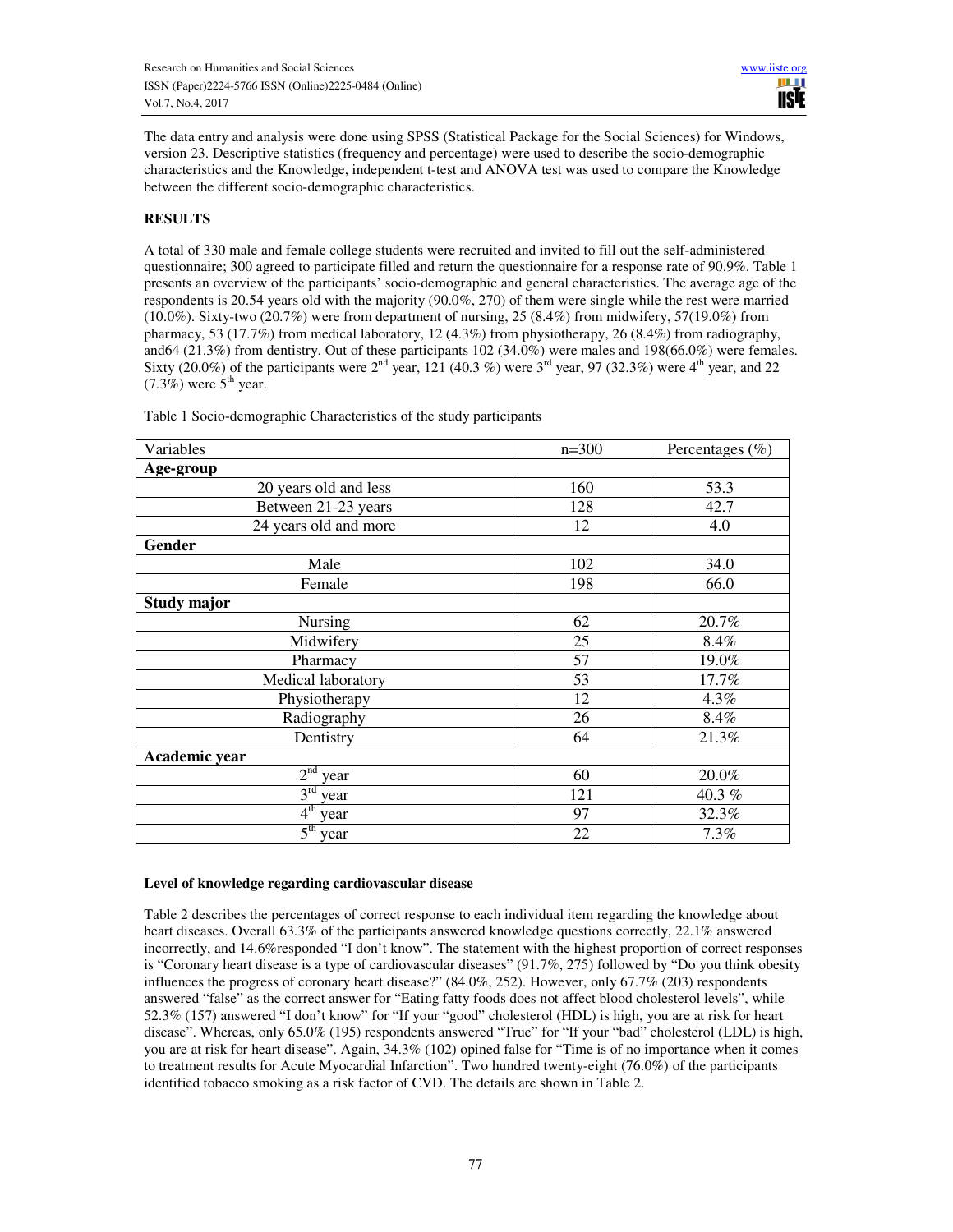The data entry and analysis were done using SPSS (Statistical Package for the Social Sciences) for Windows, version 23. Descriptive statistics (frequency and percentage) were used to describe the socio-demographic characteristics and the Knowledge, independent t-test and ANOVA test was used to compare the Knowledge between the different socio-demographic characteristics.

## RESULTS

A total of 330 male and female college students were recruited and invited to fill out the self-administered questionnaire; 300 agreed to participate filled and return the questionnaire for a response rate of 90.9%. Table 1 presents an overview of the participants' socio-demographic and general characteristics. The average age of the respondents is 20.54 years old with the majority (90.0%, 270) of them were single while the rest were married (10.0%). Sixty-two (20.7%) were from department of nursing, 25 (8.4%) from midwifery, 57(19.0%) from pharmacy, 53 (17.7%) from medical laboratory, 12 (4.3%) from physiotherapy, 26 (8.4%) from radiography, and64 (21.3%) from dentistry. Out of these participants 102 (34.0%) were males and 198(66.0%) were females. Sixty (20.0%) of the participants were 2nd year, 121 (40.3 %) were 3rd year, 97 (32.3%) were 4th year, and 22 (7.3%) were 5th year.

Table 1 Socio-demographic Characteristics of the study participants

| Variables | n=300 | Percentages (%) |
|---|---|---|
| **Age-group** | | |
| 20 years old and less | 160 | 53.3 |
| Between 21-23 years | 128 | 42.7 |
| 24 years old and more | 12 | 4.0 |
| **Gender** | | |
| Male | 102 | 34.0 |
| Female | 198 | 66.0 |
| **Study major** | | |
| Nursing | 62 | 20.7% |
| Midwifery | 25 | 8.4% |
| Pharmacy | 57 | 19.0% |
| Medical laboratory | 53 | 17.7% |
| Physiotherapy | 12 | 4.3% |
| Radiography | 26 | 8.4% |
| Dentistry | 64 | 21.3% |
| **Academic year** | | |
| 2nd year | 60 | 20.0% |
| 3rd year | 121 | 40.3 % |
| 4th year | 97 | 32.3% |
| 5th year | 22 | 7.3% |

### Level of knowledge regarding cardiovascular disease

Table 2 describes the percentages of correct response to each individual item regarding the knowledge about heart diseases. Overall 63.3% of the participants answered knowledge questions correctly, 22.1% answered incorrectly, and 14.6%responded "I don't know". The statement with the highest proportion of correct responses is "Coronary heart disease is a type of cardiovascular diseases" (91.7%, 275) followed by "Do you think obesity influences the progress of coronary heart disease?" (84.0%, 252). However, only 67.7% (203) respondents answered "false" as the correct answer for "Eating fatty foods does not affect blood cholesterol levels", while 52.3% (157) answered "I don't know" for "If your "good" cholesterol (HDL) is high, you are at risk for heart disease". Whereas, only 65.0% (195) respondents answered "True" for "If your "bad" cholesterol (LDL) is high, you are at risk for heart disease". Again, 34.3% (102) opined false for "Time is of no importance when it comes to treatment results for Acute Myocardial Infarction". Two hundred twenty-eight (76.0%) of the participants identified tobacco smoking as a risk factor of CVD. The details are shown in Table 2.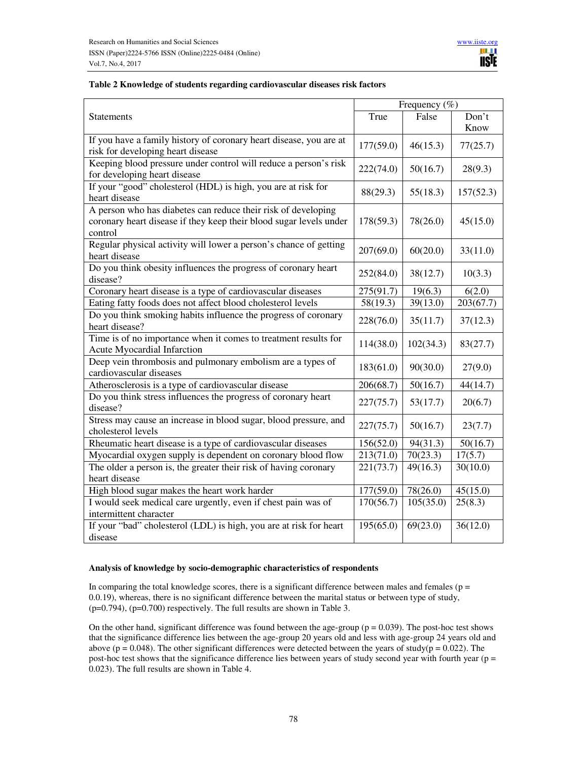**Table 2 Knowledge of students regarding cardiovascular diseases risk factors**

| Statements | Frequency (%) | | |
|---|---|---|---|
| | True | False | Don't Know |
| If you have a family history of coronary heart disease, you are at risk for developing heart disease | 177(59.0) | 46(15.3) | 77(25.7) |
| Keeping blood pressure under control will reduce a person's risk for developing heart disease | 222(74.0) | 50(16.7) | 28(9.3) |
| If your "good" cholesterol (HDL) is high, you are at risk for heart disease | 88(29.3) | 55(18.3) | 157(52.3) |
| A person who has diabetes can reduce their risk of developing coronary heart disease if they keep their blood sugar levels under control | 178(59.3) | 78(26.0) | 45(15.0) |
| Regular physical activity will lower a person's chance of getting heart disease | 207(69.0) | 60(20.0) | 33(11.0) |
| Do you think obesity influences the progress of coronary heart disease? | 252(84.0) | 38(12.7) | 10(3.3) |
| Coronary heart disease is a type of cardiovascular diseases | 275(91.7) | 19(6.3) | 6(2.0) |
| Eating fatty foods does not affect blood cholesterol levels | 58(19.3) | 39(13.0) | 203(67.7) |
| Do you think smoking habits influence the progress of coronary heart disease? | 228(76.0) | 35(11.7) | 37(12.3) |
| Time is of no importance when it comes to treatment results for Acute Myocardial Infarction | 114(38.0) | 102(34.3) | 83(27.7) |
| Deep vein thrombosis and pulmonary embolism are a types of cardiovascular diseases | 183(61.0) | 90(30.0) | 27(9.0) |
| Atherosclerosis is a type of cardiovascular disease | 206(68.7) | 50(16.7) | 44(14.7) |
| Do you think stress influences the progress of coronary heart disease? | 227(75.7) | 53(17.7) | 20(6.7) |
| Stress may cause an increase in blood sugar, blood pressure, and cholesterol levels | 227(75.7) | 50(16.7) | 23(7.7) |
| Rheumatic heart disease is a type of cardiovascular diseases | 156(52.0) | 94(31.3) | 50(16.7) |
| Myocardial oxygen supply is dependent on coronary blood flow | 213(71.0) | 70(23.3) | 17(5.7) |
| The older a person is, the greater their risk of having coronary heart disease | 221(73.7) | 49(16.3) | 30(10.0) |
| High blood sugar makes the heart work harder | 177(59.0) | 78(26.0) | 45(15.0) |
| I would seek medical care urgently, even if chest pain was of intermittent character | 170(56.7) | 105(35.0) | 25(8.3) |
| If your "bad" cholesterol (LDL) is high, you are at risk for heart disease | 195(65.0) | 69(23.0) | 36(12.0) |

**Analysis of knowledge by socio-demographic characteristics of respondents**

In comparing the total knowledge scores, there is a significant difference between males and females ($p$ = 0.0.19), whereas, there is no significant difference between the marital status or between type of study, ($p$=0.794), ($p$=0.700) respectively. The full results are shown in Table 3.

On the other hand, significant difference was found between the age-group ($p = 0.039$). The post-hoc test shows that the significance difference lies between the age-group 20 years old and less with age-group 24 years old and above ($p = 0.048$). The other significant differences were detected between the years of study($p = 0.022$). The post-hoc test shows that the significance difference lies between years of study second year with fourth year ($p$ = 0.023). The full results are shown in Table 4.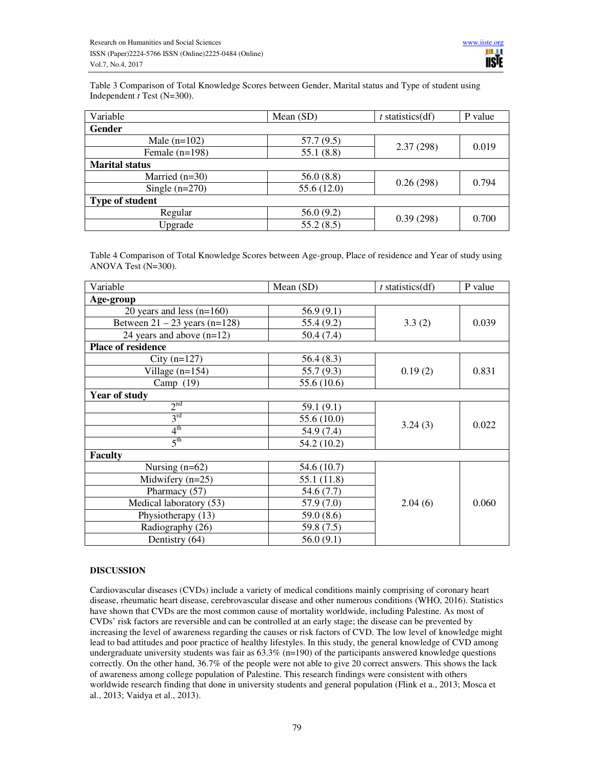Table 3 Comparison of Total Knowledge Scores between Gender, Marital status and Type of student using Independent *t* Test (N=300).

| Variable | Mean (SD) | *t* statistics(df) | P value |
|---|---|---|---|
| **Gender** | | | |
| Male (n=102) | 57.7 (9.5) | 2.37 (298) | 0.019 |
| Female (n=198) | 55.1 (8.8) | | |
| **Marital status** | | | |
| Married (n=30) | 56.0 (8.8) | 0.26 (298) | 0.794 |
| Single (n=270) | 55.6 (12.0) | | |
| **Type of student** | | | |
| Regular | 56.0 (9.2) | 0.39 (298) | 0.700 |
| Upgrade | 55.2 (8.5) | | |

Table 4 Comparison of Total Knowledge Scores between Age-group, Place of residence and Year of study using ANOVA Test (N=300).

| Variable | Mean (SD) | *t* statistics(df) | P value |
|---|---|---|---|
| **Age-group** | | | |
| 20 years and less (n=160) | 56.9 (9.1) | 3.3 (2) | 0.039 |
| Between 21 – 23 years (n=128) | 55.4 (9.2) | | |
| 24 years and above (n=12) | 50.4 (7.4) | | |
| **Place of residence** | | | |
| City (n=127) | 56.4 (8.3) | 0.19 (2) | 0.831 |
| Village (n=154) | 55.7 (9.3) | | |
| Camp (19) | 55.6 (10.6) | | |
| **Year of study** | | | |
| 2nd | 59.1 (9.1) | 3.24 (3) | 0.022 |
| 3rd | 55.6 (10.0) | | |
| 4th | 54.9 (7.4) | | |
| 5th | 54.2 (10.2) | | |
| **Faculty** | | | |
| Nursing (n=62) | 54.6 (10.7) | 2.04 (6) | 0.060 |
| Midwifery (n=25) | 55.1 (11.8) | | |
| Pharmacy (57) | 54.6 (7.7) | | |
| Medical laboratory (53) | 57.9 (7.0) | | |
| Physiotherapy (13) | 59.0 (8.6) | | |
| Radiography (26) | 59.8 (7.5) | | |
| Dentistry (64) | 56.0 (9.1) | | |

## DISCUSSION

Cardiovascular diseases (CVDs) include a variety of medical conditions mainly comprising of coronary heart disease, rheumatic heart disease, cerebrovascular disease and other numerous conditions (WHO, 2016). Statistics have shown that CVDs are the most common cause of mortality worldwide, including Palestine. As most of CVDs' risk factors are reversible and can be controlled at an early stage; the disease can be prevented by increasing the level of awareness regarding the causes or risk factors of CVD. The low level of knowledge might lead to bad attitudes and poor practice of healthy lifestyles. In this study, the general knowledge of CVD among undergraduate university students was fair as 63.3% (n=190) of the participants answered knowledge questions correctly. On the other hand, 36.7% of the people were not able to give 20 correct answers. This shows the lack of awareness among college population of Palestine. This research findings were consistent with others worldwide research finding that done in university students and general population (Flink et a., 2013; Mosca et al., 2013; Vaidya et al., 2013).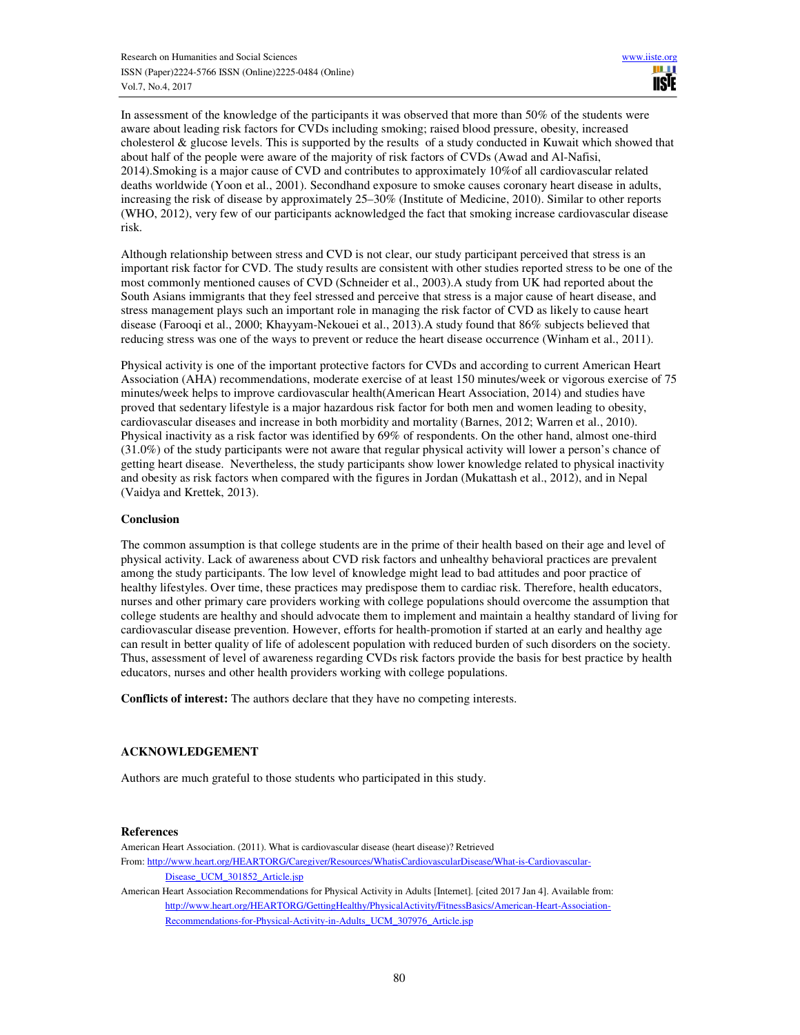In assessment of the knowledge of the participants it was observed that more than 50% of the students were aware about leading risk factors for CVDs including smoking; raised blood pressure, obesity, increased cholesterol & glucose levels. This is supported by the results of a study conducted in Kuwait which showed that about half of the people were aware of the majority of risk factors of CVDs (Awad and Al-Nafisi, 2014).Smoking is a major cause of CVD and contributes to approximately 10%of all cardiovascular related deaths worldwide (Yoon et al., 2001). Secondhand exposure to smoke causes coronary heart disease in adults, increasing the risk of disease by approximately 25–30% (Institute of Medicine, 2010). Similar to other reports (WHO, 2012), very few of our participants acknowledged the fact that smoking increase cardiovascular disease risk.

Although relationship between stress and CVD is not clear, our study participant perceived that stress is an important risk factor for CVD. The study results are consistent with other studies reported stress to be one of the most commonly mentioned causes of CVD (Schneider et al., 2003).A study from UK had reported about the South Asians immigrants that they feel stressed and perceive that stress is a major cause of heart disease, and stress management plays such an important role in managing the risk factor of CVD as likely to cause heart disease (Farooqi et al., 2000; Khayyam-Nekouei et al., 2013).A study found that 86% subjects believed that reducing stress was one of the ways to prevent or reduce the heart disease occurrence (Winham et al., 2011).

Physical activity is one of the important protective factors for CVDs and according to current American Heart Association (AHA) recommendations, moderate exercise of at least 150 minutes/week or vigorous exercise of 75 minutes/week helps to improve cardiovascular health(American Heart Association, 2014) and studies have proved that sedentary lifestyle is a major hazardous risk factor for both men and women leading to obesity, cardiovascular diseases and increase in both morbidity and mortality (Barnes, 2012; Warren et al., 2010). Physical inactivity as a risk factor was identified by 69% of respondents. On the other hand, almost one-third (31.0%) of the study participants were not aware that regular physical activity will lower a person's chance of getting heart disease. Nevertheless, the study participants show lower knowledge related to physical inactivity and obesity as risk factors when compared with the figures in Jordan (Mukattash et al., 2012), and in Nepal (Vaidya and Krettek, 2013).

## Conclusion

The common assumption is that college students are in the prime of their health based on their age and level of physical activity. Lack of awareness about CVD risk factors and unhealthy behavioral practices are prevalent among the study participants. The low level of knowledge might lead to bad attitudes and poor practice of healthy lifestyles. Over time, these practices may predispose them to cardiac risk. Therefore, health educators, nurses and other primary care providers working with college populations should overcome the assumption that college students are healthy and should advocate them to implement and maintain a healthy standard of living for cardiovascular disease prevention. However, efforts for health-promotion if started at an early and healthy age can result in better quality of life of adolescent population with reduced burden of such disorders on the society. Thus, assessment of level of awareness regarding CVDs risk factors provide the basis for best practice by health educators, nurses and other health providers working with college populations.

**Conflicts of interest:** The authors declare that they have no competing interests.

## ACKNOWLEDGEMENT

Authors are much grateful to those students who participated in this study.

## References

American Heart Association. (2011). What is cardiovascular disease (heart disease)? Retrieved From: http://www.heart.org/HEARTORG/Caregiver/Resources/WhatisCardiovascularDisease/What-is-Cardiovascular-Disease_UCM_301852_Article.jsp

American Heart Association Recommendations for Physical Activity in Adults [Internet]. [cited 2017 Jan 4]. Available from: http://www.heart.org/HEARTORG/GettingHealthy/PhysicalActivity/FitnessBasics/American-Heart-Association-Recommendations-for-Physical-Activity-in-Adults_UCM_307976_Article.jsp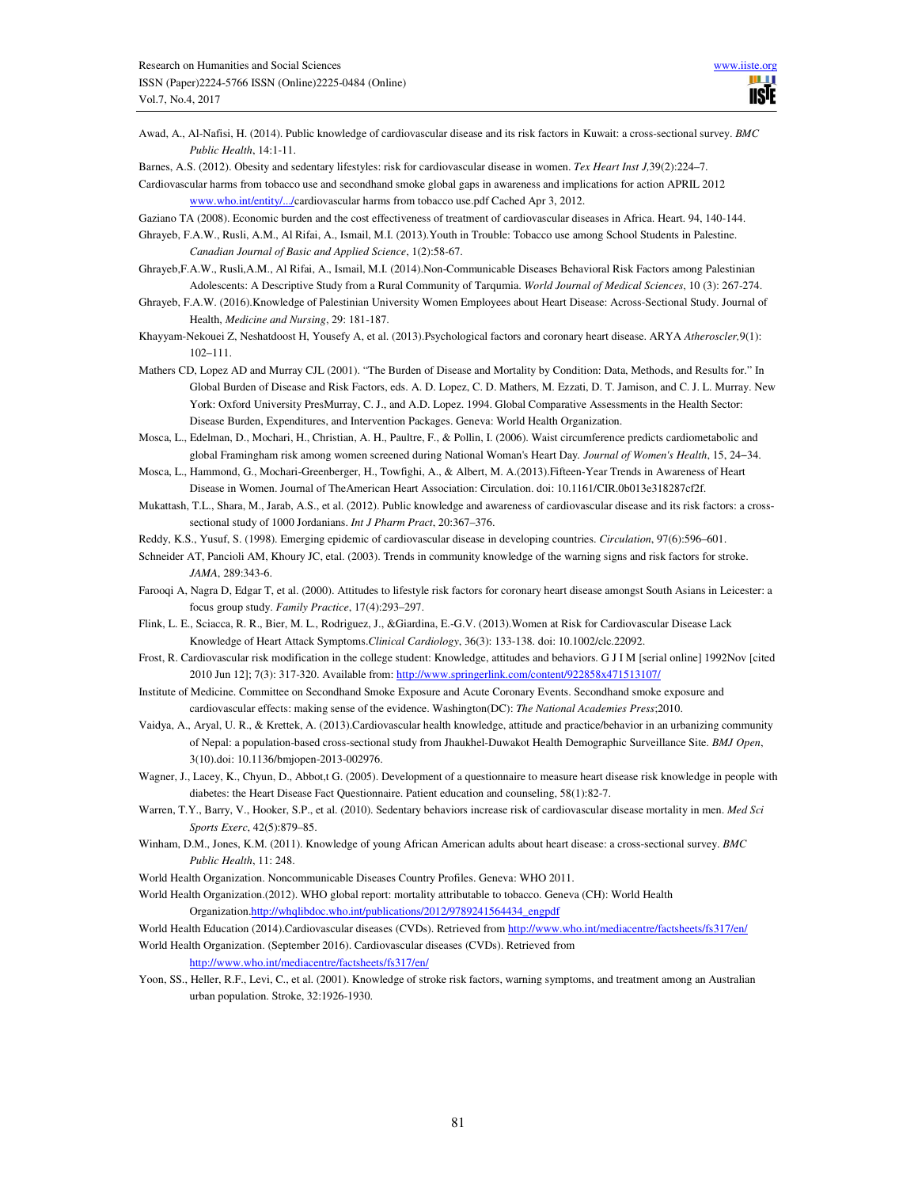Awad, A., Al-Nafisi, H. (2014). Public knowledge of cardiovascular disease and its risk factors in Kuwait: a cross-sectional survey. *BMC Public Health*, 14:1-11.

Barnes, A.S. (2012). Obesity and sedentary lifestyles: risk for cardiovascular disease in women. *Tex Heart Inst J*,39(2):224–7.

Cardiovascular harms from tobacco use and secondhand smoke global gaps in awareness and implications for action APRIL 2012 www.who.int/entity/.../cardiovascular harms from tobacco use.pdf Cached Apr 3, 2012.

Gaziano TA (2008). Economic burden and the cost effectiveness of treatment of cardiovascular diseases in Africa. Heart. 94, 140-144.

Ghrayeb, F.A.W., Rusli, A.M., Al Rifai, A., Ismail, M.I. (2013).Youth in Trouble: Tobacco use among School Students in Palestine. *Canadian Journal of Basic and Applied Science*, 1(2):58-67.

Ghrayeb,F.A.W., Rusli,A.M., Al Rifai, A., Ismail, M.I. (2014).Non-Communicable Diseases Behavioral Risk Factors among Palestinian Adolescents: A Descriptive Study from a Rural Community of Tarqumia. *World Journal of Medical Sciences*, 10 (3): 267-274.

Ghrayeb, F.A.W. (2016).Knowledge of Palestinian University Women Employees about Heart Disease: Across-Sectional Study. Journal of Health, *Medicine and Nursing*, 29: 181-187.

Khayyam-Nekouei Z, Neshatdoost H, Yousefy A, et al. (2013).Psychological factors and coronary heart disease. ARYA *Atheroscler*,9(1): 102–111.

Mathers CD, Lopez AD and Murray CJL (2001). "The Burden of Disease and Mortality by Condition: Data, Methods, and Results for." In Global Burden of Disease and Risk Factors, eds. A. D. Lopez, C. D. Mathers, M. Ezzati, D. T. Jamison, and C. J. L. Murray. New York: Oxford University PresMurray, C. J., and A.D. Lopez. 1994. Global Comparative Assessments in the Health Sector: Disease Burden, Expenditures, and Intervention Packages. Geneva: World Health Organization.

Mosca, L., Edelman, D., Mochari, H., Christian, A. H., Paultre, F., & Pollin, I. (2006). Waist circumference predicts cardiometabolic and global Framingham risk among women screened during National Woman's Heart Day. *Journal of Women's Health*, 15, 24–34.

Mosca, L., Hammond, G., Mochari-Greenberger, H., Towfighi, A., & Albert, M. A.(2013).Fifteen-Year Trends in Awareness of Heart Disease in Women. Journal of TheAmerican Heart Association: Circulation. doi: 10.1161/CIR.0b013e318287cf2f.

Mukattash, T.L., Shara, M., Jarab, A.S., et al. (2012). Public knowledge and awareness of cardiovascular disease and its risk factors: a cross-sectional study of 1000 Jordanians. *Int J Pharm Pract*, 20:367–376.

Reddy, K.S., Yusuf, S. (1998). Emerging epidemic of cardiovascular disease in developing countries. *Circulation*, 97(6):596–601.

Schneider AT, Pancioli AM, Khoury JC, etal. (2003). Trends in community knowledge of the warning signs and risk factors for stroke. *JAMA*, 289:343-6.

Farooqi A, Nagra D, Edgar T, et al. (2000). Attitudes to lifestyle risk factors for coronary heart disease amongst South Asians in Leicester: a focus group study. *Family Practice*, 17(4):293–297.

Flink, L. E., Sciacca, R. R., Bier, M. L., Rodriguez, J., &Giardina, E.-G.V. (2013).Women at Risk for Cardiovascular Disease Lack Knowledge of Heart Attack Symptoms.*Clinical Cardiology*, 36(3): 133-138. doi: 10.1002/clc.22092.

Frost, R. Cardiovascular risk modification in the college student: Knowledge, attitudes and behaviors. G J I M [serial online] 1992Nov [cited 2010 Jun 12]; 7(3): 317-320. Available from: http://www.springerlink.com/content/922858x471513107/

Institute of Medicine. Committee on Secondhand Smoke Exposure and Acute Coronary Events. Secondhand smoke exposure and cardiovascular effects: making sense of the evidence. Washington(DC): *The National Academies Press*;2010.

Vaidya, A., Aryal, U. R., & Krettek, A. (2013).Cardiovascular health knowledge, attitude and practice/behavior in an urbanizing community of Nepal: a population-based cross-sectional study from Jhaukhel-Duwakot Health Demographic Surveillance Site. *BMJ Open*, 3(10).doi: 10.1136/bmjopen-2013-002976.

Wagner, J., Lacey, K., Chyun, D., Abbot,t G. (2005). Development of a questionnaire to measure heart disease risk knowledge in people with diabetes: the Heart Disease Fact Questionnaire. Patient education and counseling, 58(1):82-7.

Warren, T.Y., Barry, V., Hooker, S.P., et al. (2010). Sedentary behaviors increase risk of cardiovascular disease mortality in men. *Med Sci Sports Exerc*, 42(5):879–85.

Winham, D.M., Jones, K.M. (2011). Knowledge of young African American adults about heart disease: a cross-sectional survey. *BMC Public Health*, 11: 248.

World Health Organization. Noncommunicable Diseases Country Profiles. Geneva: WHO 2011.

World Health Organization.(2012). WHO global report: mortality attributable to tobacco. Geneva (CH): World Health Organization.http://whqlibdoc.who.int/publications/2012/9789241564434_engpdf

World Health Education (2014).Cardiovascular diseases (CVDs). Retrieved from http://www.who.int/mediacentre/factsheets/fs317/en/

World Health Organization. (September 2016). Cardiovascular diseases (CVDs). Retrieved from http://www.who.int/mediacentre/factsheets/fs317/en/

Yoon, SS., Heller, R.F., Levi, C., et al. (2001). Knowledge of stroke risk factors, warning symptoms, and treatment among an Australian urban population. Stroke, 32:1926-1930.